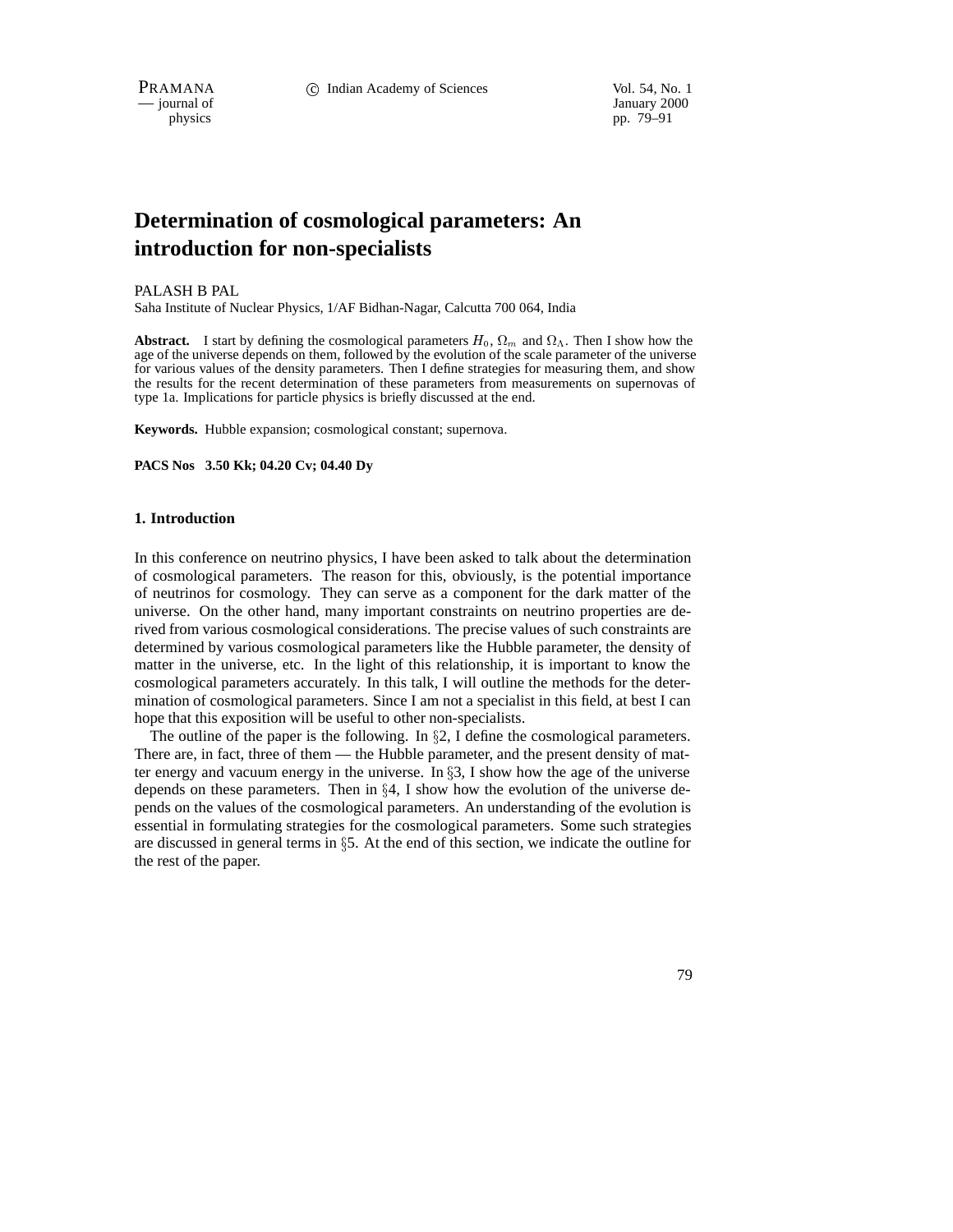# Determination of cosmological parameters: An introduction for non-specialists

PALASH B PAL

Saha Institute of Nuclear Physics, 1/AF Bidhan-Nagar, Calcutta 700 064, India

**Abstract.** I start by defining the cosmological parameters $H_0$, $\Omega_m$ and $\Omega_\Lambda$. Then I show how the age of the universe depends on them, followed by the evolution of the scale parameter of the universe for various values of the density parameters. Then I define strategies for measuring them, and show the results for the recent determination of these parameters from measurements on supernovas of type 1a. Implications for particle physics is briefly discussed at the end.

**Keywords.** Hubble expansion; cosmological constant; supernova.

**PACS Nos 3.50 Kk; 04.20 Cv; 04.40 Dy**

## 1. Introduction

In this conference on neutrino physics, I have been asked to talk about the determination of cosmological parameters. The reason for this, obviously, is the potential importance of neutrinos for cosmology. They can serve as a component for the dark matter of the universe. On the other hand, many important constraints on neutrino properties are derived from various cosmological considerations. The precise values of such constraints are determined by various cosmological parameters like the Hubble parameter, the density of matter in the universe, etc. In the light of this relationship, it is important to know the cosmological parameters accurately. In this talk, I will outline the methods for the determination of cosmological parameters. Since I am not a specialist in this field, at best I can hope that this exposition will be useful to other non-specialists.

The outline of the paper is the following. In §2, I define the cosmological parameters. There are, in fact, three of them — the Hubble parameter, and the present density of matter energy and vacuum energy in the universe. In §3, I show how the age of the universe depends on these parameters. Then in §4, I show how the evolution of the universe depends on the values of the cosmological parameters. An understanding of the evolution is essential in formulating strategies for the cosmological parameters. Some such strategies are discussed in general terms in §5. At the end of this section, we indicate the outline for the rest of the paper.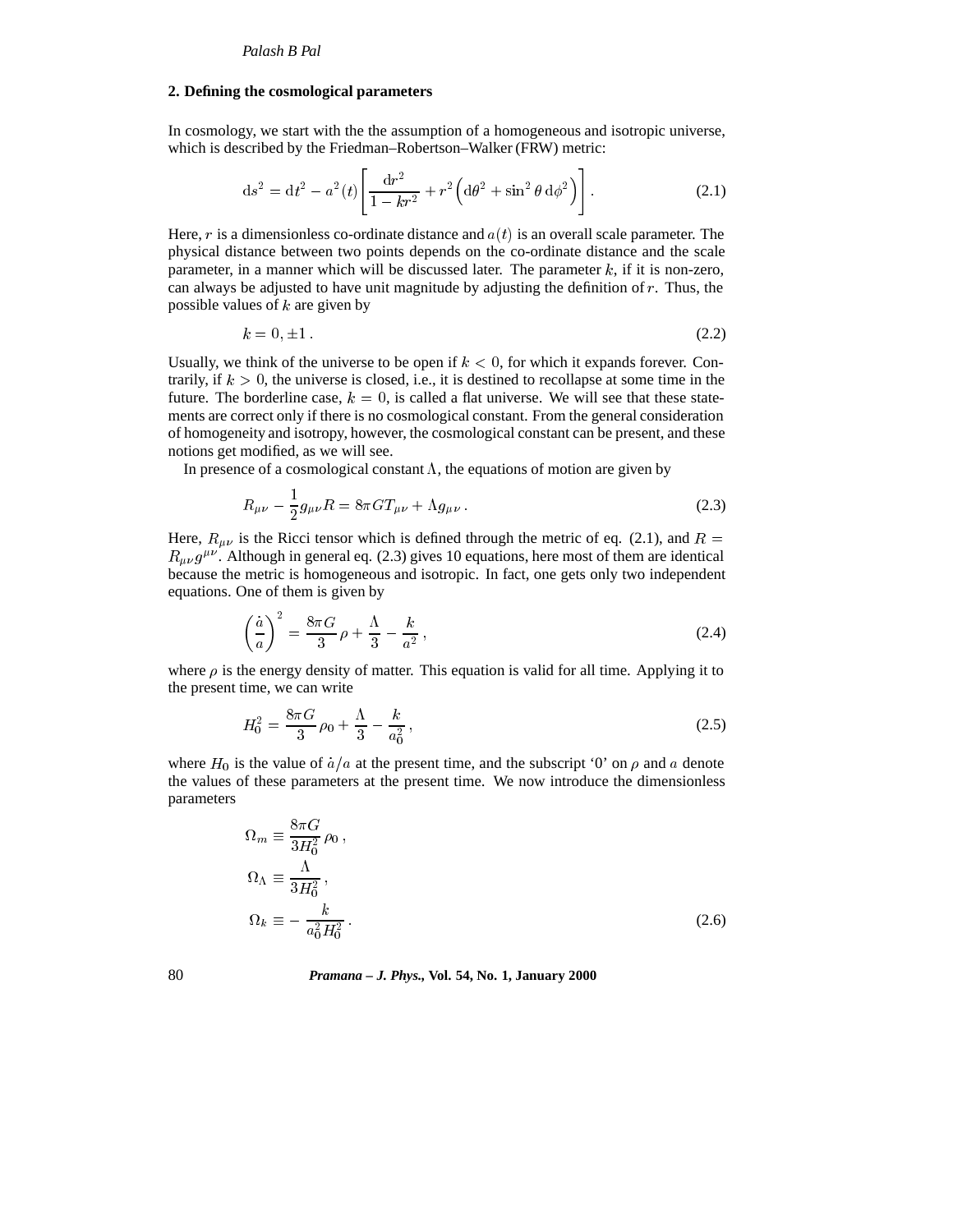## 2. Defining the cosmological parameters

In cosmology, we start with the the assumption of a homogeneous and isotropic universe, which is described by the Friedman–Robertson–Walker (FRW) metric:

$$\mathrm{d}s^2 = \mathrm{d}t^2 - a^2(t) \left[ \frac{\mathrm{d}r^2}{1 - kr^2} + r^2 \left( \mathrm{d}\theta^2 + \sin^2\theta \, \mathrm{d}\phi^2 \right) \right] . \tag{2.1}$$

Here, $r$ is a dimensionless co-ordinate distance and $a(t)$ is an overall scale parameter. The physical distance between two points depends on the co-ordinate distance and the scale parameter, in a manner which will be discussed later. The parameter $k$, if it is non-zero, can always be adjusted to have unit magnitude by adjusting the definition of $r$. Thus, the possible values of $k$ are given by

$$k = 0, \pm 1 \, . \tag{2.2}$$

Usually, we think of the universe to be open if $k < 0$, for which it expands forever. Contrarily, if $k > 0$, the universe is closed, i.e., it is destined to recollapse at some time in the future. The borderline case, $k = 0$, is called a flat universe. We will see that these statements are correct only if there is no cosmological constant. From the general consideration of homogeneity and isotropy, however, the cosmological constant can be present, and these notions get modified, as we will see.

In presence of a cosmological constant $\Lambda$, the equations of motion are given by

$$R_{\mu\nu} - \frac{1}{2} g_{\mu\nu} R = 8\pi G T_{\mu\nu} + \Lambda g_{\mu\nu} \, . \tag{2.3}$$

Here, $R_{\mu\nu}$ is the Ricci tensor which is defined through the metric of eq. (2.1), and $R = R_{\mu\nu} g^{\mu\nu}$. Although in general eq. (2.3) gives 10 equations, here most of them are identical because the metric is homogeneous and isotropic. In fact, one gets only two independent equations. One of them is given by

$$\left( \frac{\dot{a}}{a} \right)^2 = \frac{8\pi G}{3} \rho + \frac{\Lambda}{3} - \frac{k}{a^2} \, , \tag{2.4}$$

where $\rho$ is the energy density of matter. This equation is valid for all time. Applying it to the present time, we can write

$$H_0^2 = \frac{8\pi G}{3} \rho_0 + \frac{\Lambda}{3} - \frac{k}{a_0^2} \, , \tag{2.5}$$

where $H_0$ is the value of $\dot{a}/a$ at the present time, and the subscript '0' on $\rho$ and $a$ denote the values of these parameters at the present time. We now introduce the dimensionless parameters

$$\begin{aligned} \Omega_m &\equiv \frac{8\pi G}{3H_0^2} \rho_0 \, , \\ \Omega_\Lambda &\equiv \frac{\Lambda}{3H_0^2} \, , \\ \Omega_k &\equiv - \frac{k}{a_0^2 H_0^2} \, . \end{aligned} \tag{2.6}$$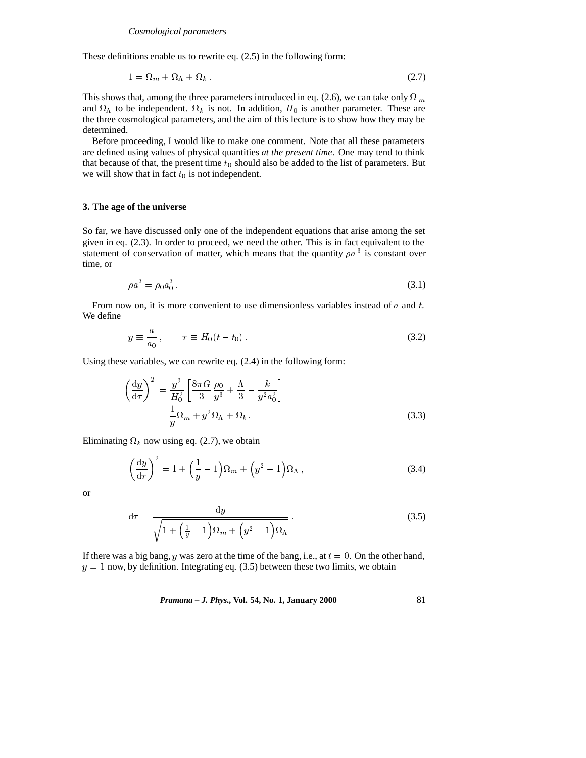These definitions enable us to rewrite eq. (2.5) in the following form:

$$1 = \Omega_m + \Omega_\Lambda + \Omega_k \,. \tag{2.7}$$

This shows that, among the three parameters introduced in eq. (2.6), we can take only $\Omega_m$ and $\Omega_\Lambda$ to be independent. $\Omega_k$ is not. In addition, $H_0$ is another parameter. These are the three cosmological parameters, and the aim of this lecture is to show how they may be determined.

Before proceeding, I would like to make one comment. Note that all these parameters are defined using values of physical quantities *at the present time*. One may tend to think that because of that, the present time $t_0$ should also be added to the list of parameters. But we will show that in fact $t_0$ is not independent.

## 3. The age of the universe

So far, we have discussed only one of the independent equations that arise among the set given in eq. (2.3). In order to proceed, we need the other. This is in fact equivalent to the statement of conservation of matter, which means that the quantity $\rho a^3$ is constant over time, or

$$\rho a^3 = \rho_0 a_0^3 \,. \tag{3.1}$$

From now on, it is more convenient to use dimensionless variables instead of $a$ and $t$. We define

$$y \equiv \frac{a}{a_0} \,, \qquad \tau \equiv H_0 (t - t_0) \,. \tag{3.2}$$

Using these variables, we can rewrite eq. (2.4) in the following form:

$$\begin{aligned} \left( \frac{\mathrm{d}y}{\mathrm{d}\tau} \right)^2 &= \frac{y^2}{H_0^2} \left[ \frac{8\pi G}{3} \frac{\rho_0}{y^3} + \frac{\Lambda}{3} - \frac{k}{y^2 a_0^2} \right] \\ &= \frac{1}{y} \Omega_m + y^2 \Omega_\Lambda + \Omega_k \,. \end{aligned} \tag{3.3}$$

Eliminating $\Omega_k$ now using eq. (2.7), we obtain

$$\left( \frac{\mathrm{d}y}{\mathrm{d}\tau} \right)^2 = 1 + \Big( \frac{1}{y} - 1 \Big) \Omega_m + \Big( y^2 - 1 \Big) \Omega_\Lambda \,, \tag{3.4}$$

or

$$\mathrm{d}\tau = \frac{\mathrm{d}y}{\sqrt{1 + \Big( \frac{1}{y} - 1 \Big) \Omega_m + \Big( y^2 - 1 \Big) \Omega_\Lambda}} \,. \tag{3.5}$$

If there was a big bang, $y$ was zero at the time of the bang, i.e., at $t = 0$. On the other hand, $y = 1$ now, by definition. Integrating eq. (3.5) between these two limits, we obtain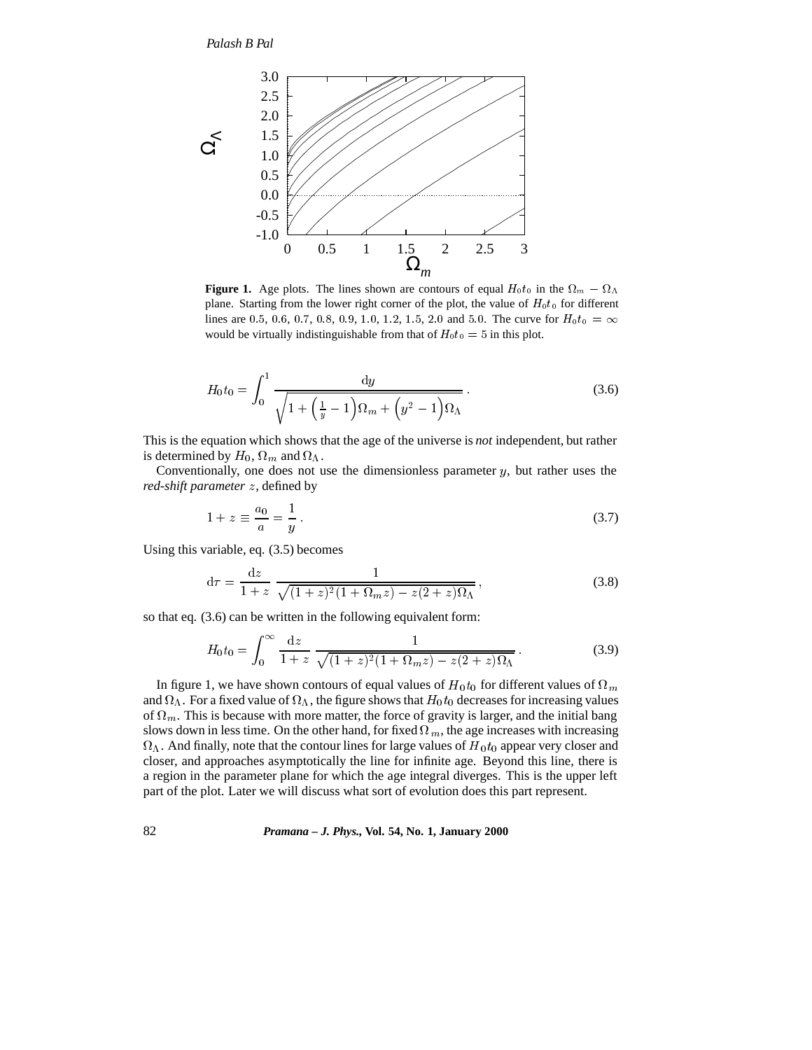3.0
2.5
2.0
1.5
1.0
0.5
0.0
-0.5
-1.0

0 0.5 1 1.5 2 2.5 3

$\Omega_\Lambda$

$\Omega_m$

**Figure 1.** Age plots. The lines shown are contours of equal $H_0 t_0$ in the $\Omega_m - \Omega_\Lambda$ plane. Starting from the lower right corner of the plot, the value of $H_0 t_0$ for different lines are 0.5, 0.6, 0.7, 0.8, 0.9, 1.0, 1.2, 1.5, 2.0 and 5.0. The curve for $H_0 t_0 = \infty$ would be virtually indistinguishable from that of $H_0 t_0 = 5$ in this plot.

$$H_0 t_0 = \int_0^1 \frac{\mathrm{d}y}{\sqrt{1 + \left(\frac{1}{y} - 1\right)\Omega_m + \left(y^2 - 1\right)\Omega_\Lambda}} \,. \tag{3.6}$$

This is the equation which shows that the age of the universe is *not* independent, but rather is determined by $H_0$, $\Omega_m$ and $\Omega_\Lambda$.

Conventionally, one does not use the dimensionless parameter $y$, but rather uses the *red-shift parameter* $z$, defined by

$$1 + z \equiv \frac{a_0}{a} = \frac{1}{y} \,. \tag{3.7}$$

Using this variable, eq. (3.5) becomes

$$\mathrm{d}\tau = \frac{\mathrm{d}z}{1+z} \, \frac{1}{\sqrt{(1+z)^2(1+\Omega_m z) - z(2+z)\Omega_\Lambda}} \,, \tag{3.8}$$

so that eq. (3.6) can be written in the following equivalent form:

$$H_0 t_0 = \int_0^\infty \frac{\mathrm{d}z}{1+z} \, \frac{1}{\sqrt{(1+z)^2(1+\Omega_m z) - z(2+z)\Omega_\Lambda}} \,. \tag{3.9}$$

In figure 1, we have shown contours of equal values of $H_0 t_0$ for different values of $\Omega_m$ and $\Omega_\Lambda$. For a fixed value of $\Omega_\Lambda$, the figure shows that $H_0 t_0$ decreases for increasing values of $\Omega_m$. This is because with more matter, the force of gravity is larger, and the initial bang slows down in less time. On the other hand, for fixed $\Omega_m$, the age increases with increasing $\Omega_\Lambda$. And finally, note that the contour lines for large values of $H_0 t_0$ appear very closer and closer, and approaches asymptotically the line for infinite age. Beyond this line, there is a region in the parameter plane for which the age integral diverges. This is the upper left part of the plot. Later we will discuss what sort of evolution does this part represent.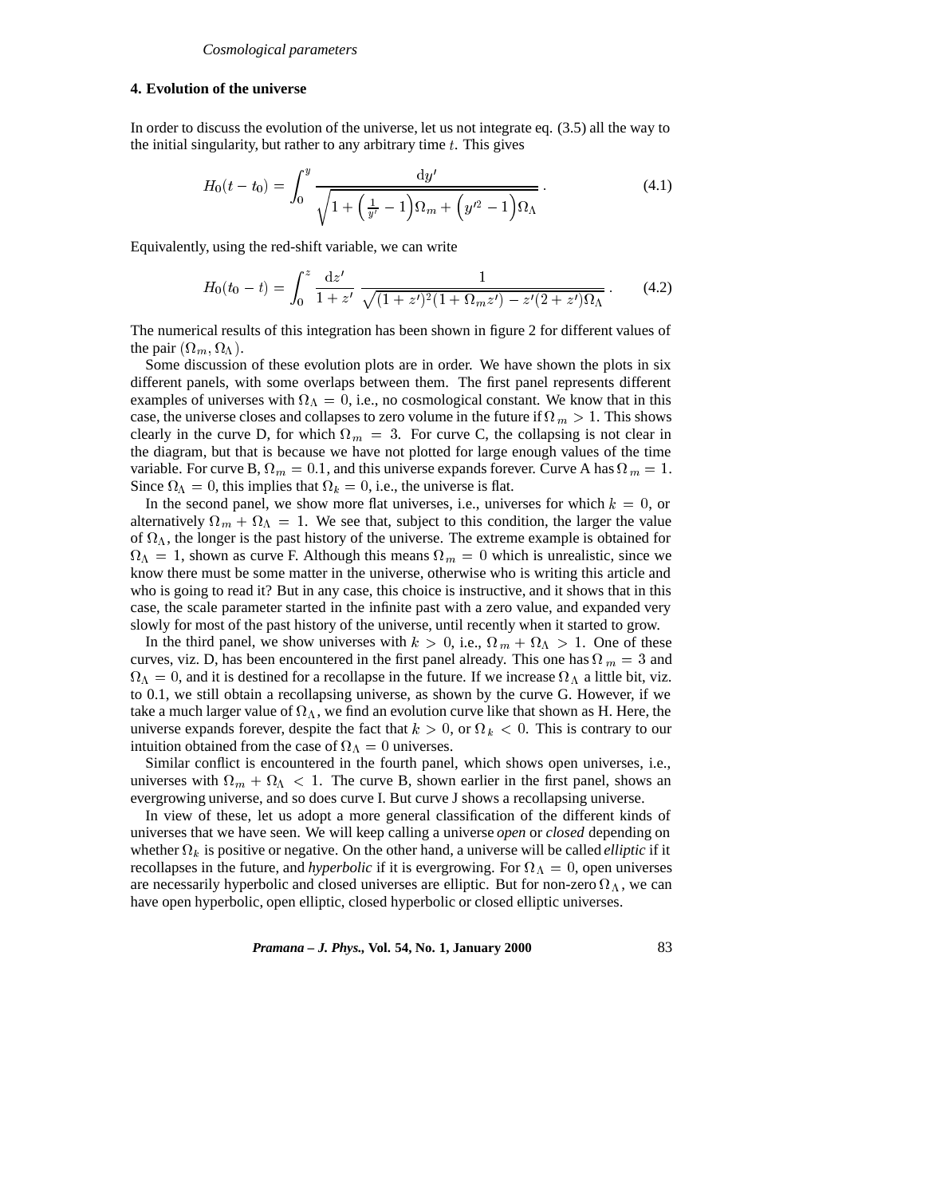## 4. Evolution of the universe

In order to discuss the evolution of the universe, let us not integrate eq. (3.5) all the way to the initial singularity, but rather to any arbitrary time $t$. This gives

$$H_0(t - t_0) = \int_0^y \frac{\mathrm{d}y'}{\sqrt{1 + \left(\frac{1}{y'} - 1\right)\Omega_m + \left(y'^2 - 1\right)\Omega_\Lambda}} \,. \tag{4.1}$$

Equivalently, using the red-shift variable, we can write

$$H_0(t_0 - t) = \int_0^z \frac{\mathrm{d}z'}{1 + z'} \, \frac{1}{\sqrt{(1 + z')^2(1 + \Omega_m z') - z'(2 + z')\Omega_\Lambda}} \,. \tag{4.2}$$

The numerical results of this integration has been shown in figure 2 for different values of the pair $(\Omega_m, \Omega_\Lambda)$.

Some discussion of these evolution plots are in order. We have shown the plots in six different panels, with some overlaps between them. The first panel represents different examples of universes with $\Omega_\Lambda = 0$, i.e., no cosmological constant. We know that in this case, the universe closes and collapses to zero volume in the future if $\Omega_m > 1$. This shows clearly in the curve D, for which $\Omega_m = 3$. For curve C, the collapsing is not clear in the diagram, but that is because we have not plotted for large enough values of the time variable. For curve B, $\Omega_m = 0.1$, and this universe expands forever. Curve A has $\Omega_m = 1$. Since $\Omega_\Lambda = 0$, this implies that $\Omega_k = 0$, i.e., the universe is flat.

In the second panel, we show more flat universes, i.e., universes for which $k = 0$, or alternatively $\Omega_m + \Omega_\Lambda = 1$. We see that, subject to this condition, the larger the value of $\Omega_\Lambda$, the longer is the past history of the universe. The extreme example is obtained for $\Omega_\Lambda = 1$, shown as curve F. Although this means $\Omega_m = 0$ which is unrealistic, since we know there must be some matter in the universe, otherwise who is writing this article and who is going to read it? But in any case, this choice is instructive, and it shows that in this case, the scale parameter started in the infinite past with a zero value, and expanded very slowly for most of the past history of the universe, until recently when it started to grow.

In the third panel, we show universes with $k > 0$, i.e., $\Omega_m + \Omega_\Lambda > 1$. One of these curves, viz. D, has been encountered in the first panel already. This one has $\Omega_m = 3$ and $\Omega_\Lambda = 0$, and it is destined for a recollapse in the future. If we increase $\Omega_\Lambda$ a little bit, viz. to 0.1, we still obtain a recollapsing universe, as shown by the curve G. However, if we take a much larger value of $\Omega_\Lambda$, we find an evolution curve like that shown as H. Here, the universe expands forever, despite the fact that $k > 0$, or $\Omega_k < 0$. This is contrary to our intuition obtained from the case of $\Omega_\Lambda = 0$ universes.

Similar conflict is encountered in the fourth panel, which shows open universes, i.e., universes with $\Omega_m + \Omega_\Lambda < 1$. The curve B, shown earlier in the first panel, shows an evergrowing universe, and so does curve I. But curve J shows a recollapsing universe.

In view of these, let us adopt a more general classification of the different kinds of universes that we have seen. We will keep calling a universe *open* or *closed* depending on whether $\Omega_k$ is positive or negative. On the other hand, a universe will be called *elliptic* if it recollapses in the future, and *hyperbolic* if it is evergrowing. For $\Omega_\Lambda = 0$, open universes are necessarily hyperbolic and closed universes are elliptic. But for non-zero $\Omega_\Lambda$, we can have open hyperbolic, open elliptic, closed hyperbolic or closed elliptic universes.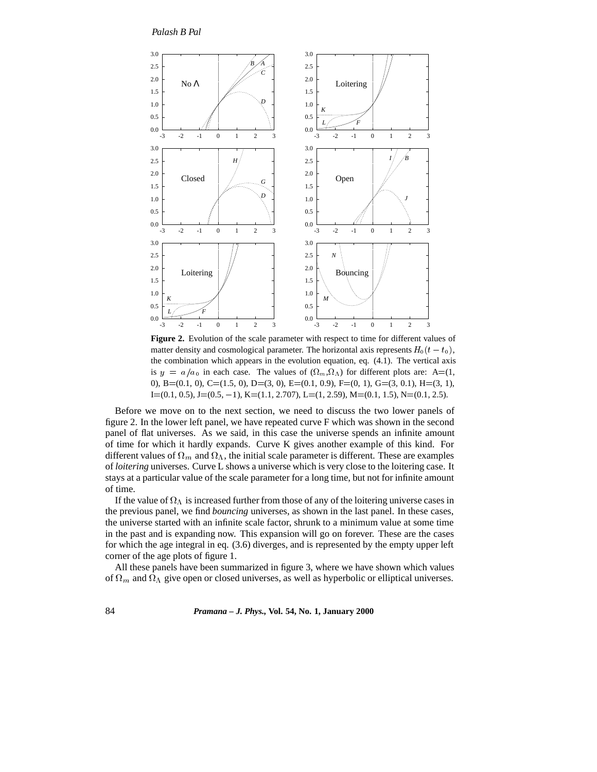No Λ

Loitering

Closed

Open

Loitering

Bouncing

**Figure 2.** Evolution of the scale parameter with respect to time for different values of matter density and cosmological parameter. The horizontal axis represents $H_0(t - t_0)$, the combination which appears in the evolution equation, eq. (4.1). The vertical axis is $y = a/a_0$ in each case. The values of $(\Omega_m, \Omega_\Lambda)$ for different plots are: A=(1, 0), B=(0.1, 0), C=(1.5, 0), D=(3, 0), E=(0.1, 0.9), F=(0, 1), G=(3, 0.1), H=(3, 1), I=(0.1, 0.5), J=(0.5, −1), K=(1.1, 2.707), L=(1, 2.59), M=(0.1, 1.5), N=(0.1, 2.5).

Before we move on to the next section, we need to discuss the two lower panels of figure 2. In the lower left panel, we have repeated curve F which was shown in the second panel of flat universes. As we said, in this case the universe spends an infinite amount of time for which it hardly expands. Curve K gives another example of this kind. For different values of $\Omega_m$ and $\Omega_\Lambda$, the initial scale parameter is different. These are examples of *loitering* universes. Curve L shows a universe which is very close to the loitering case. It stays at a particular value of the scale parameter for a long time, but not for infinite amount of time.

If the value of $\Omega_\Lambda$ is increased further from those of any of the loitering universe cases in the previous panel, we find *bouncing* universes, as shown in the last panel. In these cases, the universe started with an infinite scale factor, shrunk to a minimum value at some time in the past and is expanding now. This expansion will go on forever. These are the cases for which the age integral in eq. (3.6) diverges, and is represented by the empty upper left corner of the age plots of figure 1.

All these panels have been summarized in figure 3, where we have shown which values of $\Omega_m$ and $\Omega_\Lambda$ give open or closed universes, as well as hyperbolic or elliptical universes.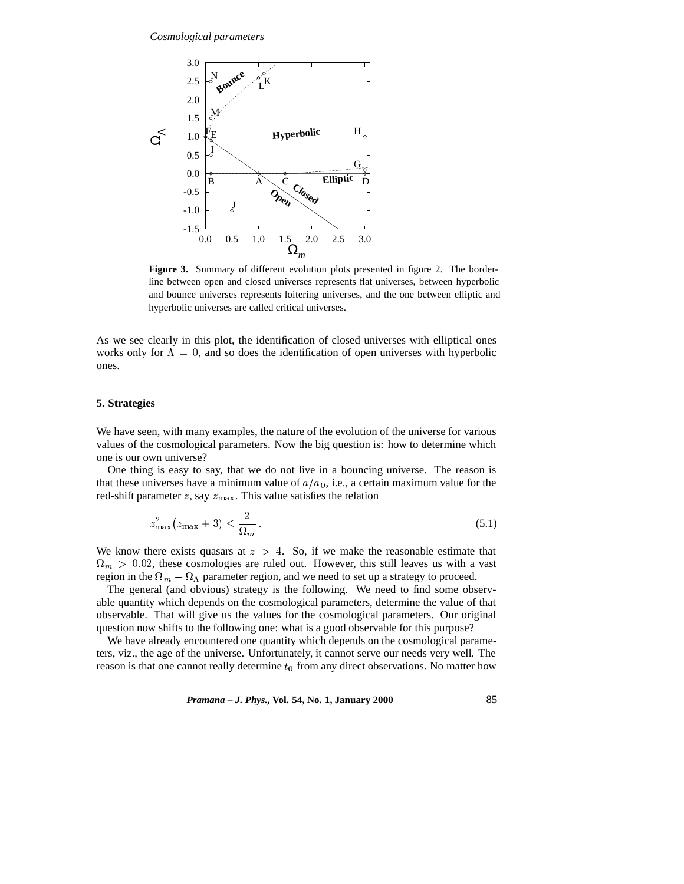3.0
2.5
2.0
1.5
1.0
0.5
0.0
-0.5
-1.0
-1.5

0.0 0.5 1.0 1.5 2.0 2.5 3.0

$\Omega_\Lambda$

$\Omega_m$

N
Bounce
L K
M
F E
I
Hyperbolic
H
G
B
A
C
Elliptic
D
Closed
Open
J

**Figure 3.** Summary of different evolution plots presented in figure 2. The borderline between open and closed universes represents flat universes, between hyperbolic and bounce universes represents loitering universes, and the one between elliptic and hyperbolic universes are called critical universes.

As we see clearly in this plot, the identification of closed universes with elliptical ones works only for $\Lambda = 0$, and so does the identification of open universes with hyperbolic ones.

## 5. Strategies

We have seen, with many examples, the nature of the evolution of the universe for various values of the cosmological parameters. Now the big question is: how to determine which one is our own universe?

One thing is easy to say, that we do not live in a bouncing universe. The reason is that these universes have a minimum value of $a/a_0$, i.e., a certain maximum value for the red-shift parameter $z$, say $z_{\max}$. This value satisfies the relation

$$z_{\max}^2(z_{\max} + 3) \leq \frac{2}{\Omega_m} \,. \tag{5.1}$$

We know there exists quasars at $z > 4$. So, if we make the reasonable estimate that $\Omega_m > 0.02$, these cosmologies are ruled out. However, this still leaves us with a vast region in the $\Omega_m - \Omega_\Lambda$ parameter region, and we need to set up a strategy to proceed.

The general (and obvious) strategy is the following. We need to find some observable quantity which depends on the cosmological parameters, determine the value of that observable. That will give us the values for the cosmological parameters. Our original question now shifts to the following one: what is a good observable for this purpose?

We have already encountered one quantity which depends on the cosmological parameters, viz., the age of the universe. Unfortunately, it cannot serve our needs very well. The reason is that one cannot really determine $t_0$ from any direct observations. No matter how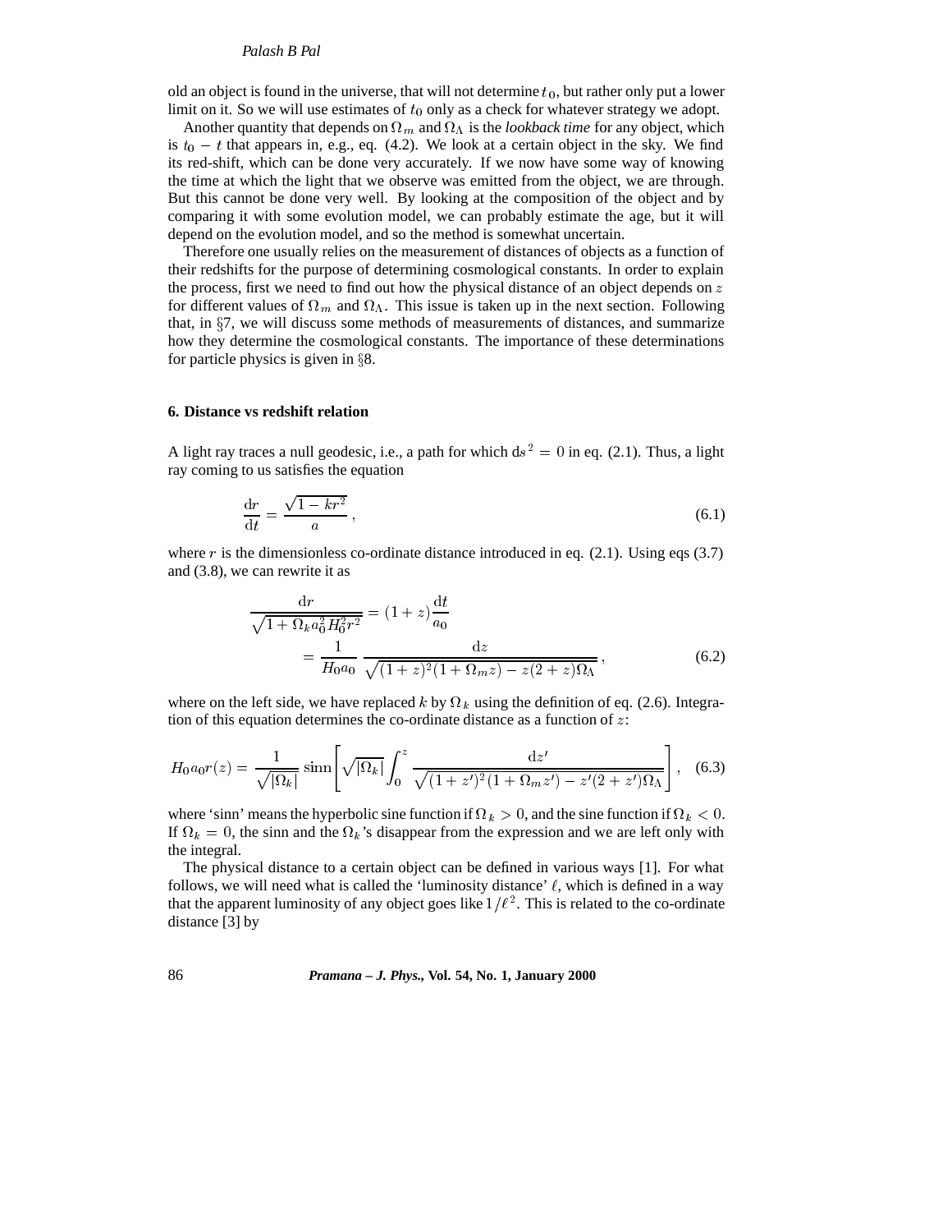old an object is found in the universe, that will not determine $t_0$, but rather only put a lower limit on it. So we will use estimates of $t_0$ only as a check for whatever strategy we adopt.

Another quantity that depends on $\Omega_m$ and $\Omega_\Lambda$ is the *lookback time* for any object, which is $t_0 - t$ that appears in, e.g., eq. (4.2). We look at a certain object in the sky. We find its red-shift, which can be done very accurately. If we now have some way of knowing the time at which the light that we observe was emitted from the object, we are through. But this cannot be done very well. By looking at the composition of the object and by comparing it with some evolution model, we can probably estimate the age, but it will depend on the evolution model, and so the method is somewhat uncertain.

Therefore one usually relies on the measurement of distances of objects as a function of their redshifts for the purpose of determining cosmological constants. In order to explain the process, first we need to find out how the physical distance of an object depends on $z$ for different values of $\Omega_m$ and $\Omega_\Lambda$. This issue is taken up in the next section. Following that, in §7, we will discuss some methods of measurements of distances, and summarize how they determine the cosmological constants. The importance of these determinations for particle physics is given in §8.

## 6. Distance vs redshift relation

A light ray traces a null geodesic, i.e., a path for which $\mathrm{d}s^2 = 0$ in eq. (2.1). Thus, a light ray coming to us satisfies the equation

$$\frac{\mathrm{d}r}{\mathrm{d}t} = \frac{\sqrt{1 - kr^2}}{a}\,, \tag{6.1}$$

where $r$ is the dimensionless co-ordinate distance introduced in eq. (2.1). Using eqs (3.7) and (3.8), we can rewrite it as

$$\begin{aligned}\frac{\mathrm{d}r}{\sqrt{1 + \Omega_k a_0^2 H_0^2 r^2}} &= (1+z)\frac{\mathrm{d}t}{a_0} \\ &= \frac{1}{H_0 a_0}\,\frac{\mathrm{d}z}{\sqrt{(1+z)^2(1+\Omega_m z) - z(2+z)\Omega_\Lambda}}\,,\end{aligned} \tag{6.2}$$

where on the left side, we have replaced $k$ by $\Omega_k$ using the definition of eq. (2.6). Integration of this equation determines the co-ordinate distance as a function of $z$:

$$H_0 a_0 r(z) = \frac{1}{\sqrt{|\Omega_k|}}\,\mathrm{sinn}\left[\sqrt{|\Omega_k|}\int_0^z \frac{\mathrm{d}z'}{\sqrt{(1+z')^2(1+\Omega_m z') - z'(2+z')\Omega_\Lambda}}\right], \tag{6.3}$$

where 'sinn' means the hyperbolic sine function if $\Omega_k > 0$, and the sine function if $\Omega_k < 0$. If $\Omega_k = 0$, the sinn and the $\Omega_k$'s disappear from the expression and we are left only with the integral.

The physical distance to a certain object can be defined in various ways [1]. For what follows, we will need what is called the 'luminosity distance' $\ell$, which is defined in a way that the apparent luminosity of any object goes like $1/\ell^2$. This is related to the co-ordinate distance [3] by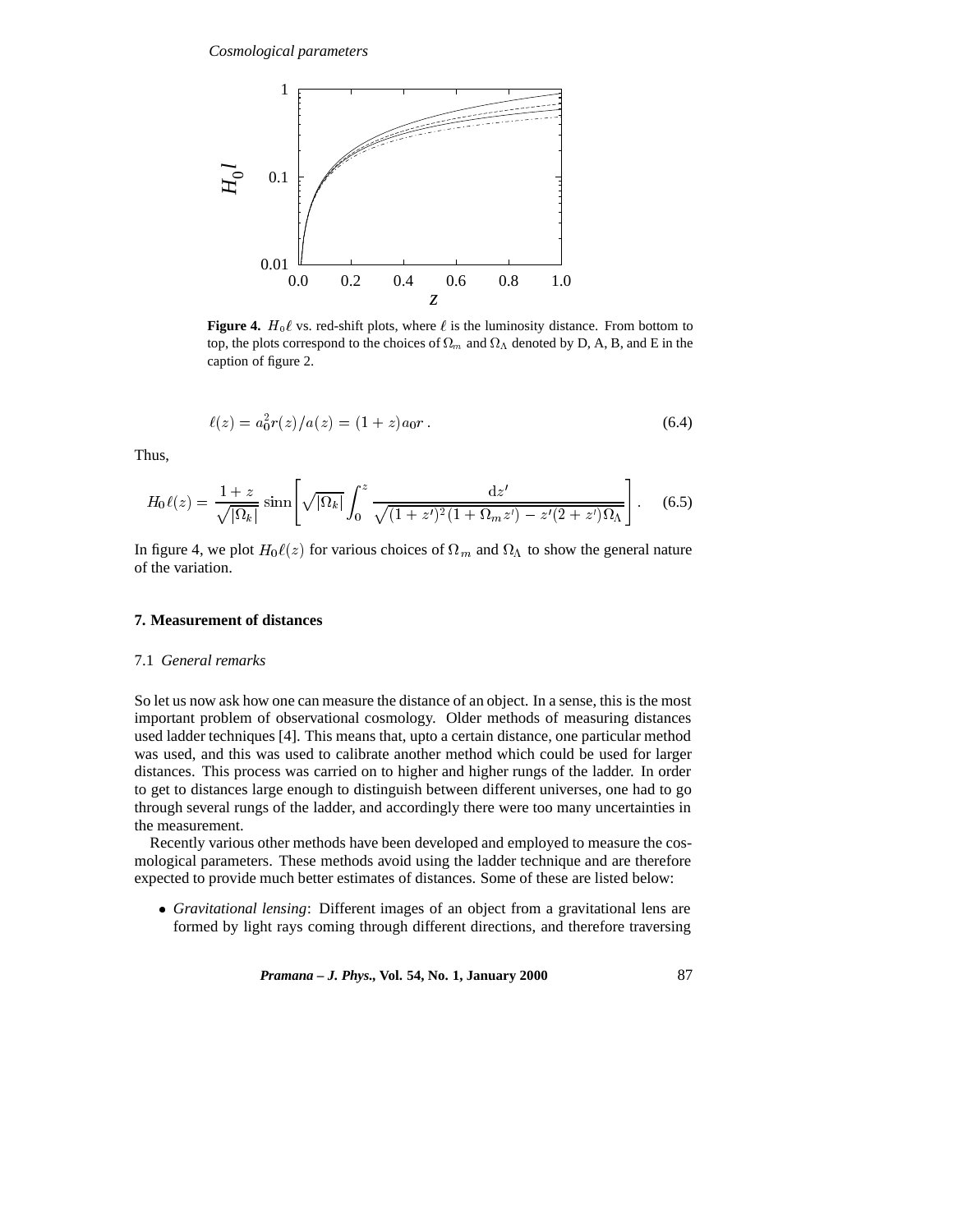1

0.1

0.01

$H_0 l$

0.0 0.2 0.4 0.6 0.8 1.0

z

**Figure 4.** $H_0\ell$ vs. red-shift plots, where $\ell$ is the luminosity distance. From bottom to top, the plots correspond to the choices of $\Omega_m$ and $\Omega_\Lambda$ denoted by D, A, B, and E in the caption of figure 2.

$$\ell(z) = a_0^2 r(z)/a(z) = (1+z)a_0 r\,. \tag{6.4}$$

Thus,

$$H_0\ell(z) = \frac{1+z}{\sqrt{|\Omega_k|}}\,\mathrm{sinn}\left[\sqrt{|\Omega_k|}\int_0^z \frac{\mathrm{d}z'}{\sqrt{(1+z')^2(1+\Omega_m z') - z'(2+z')\Omega_\Lambda}}\right]. \tag{6.5}$$

In figure 4, we plot $H_0\ell(z)$ for various choices of $\Omega_m$ and $\Omega_\Lambda$ to show the general nature of the variation.

## 7. Measurement of distances

### 7.1 *General remarks*

So let us now ask how one can measure the distance of an object. In a sense, this is the most important problem of observational cosmology. Older methods of measuring distances used ladder techniques [4]. This means that, upto a certain distance, one particular method was used, and this was used to calibrate another method which could be used for larger distances. This process was carried on to higher and higher rungs of the ladder. In order to get to distances large enough to distinguish between different universes, one had to go through several rungs of the ladder, and accordingly there were too many uncertainties in the measurement.

Recently various other methods have been developed and employed to measure the cosmological parameters. These methods avoid using the ladder technique and are therefore expected to provide much better estimates of distances. Some of these are listed below:

- *Gravitational lensing*: Different images of an object from a gravitational lens are formed by light rays coming through different directions, and therefore traversing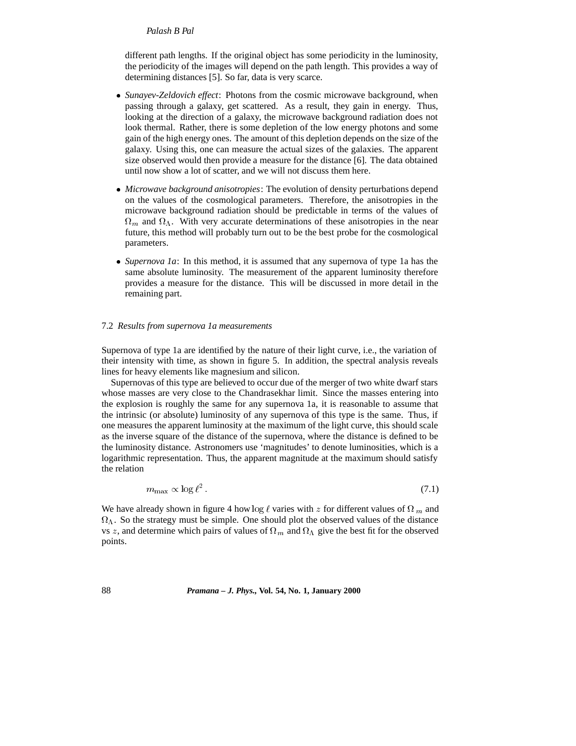different path lengths. If the original object has some periodicity in the luminosity, the periodicity of the images will depend on the path length. This provides a way of determining distances [5]. So far, data is very scarce.

- *Sunayev-Zeldovich effect*: Photons from the cosmic microwave background, when passing through a galaxy, get scattered. As a result, they gain in energy. Thus, looking at the direction of a galaxy, the microwave background radiation does not look thermal. Rather, there is some depletion of the low energy photons and some gain of the high energy ones. The amount of this depletion depends on the size of the galaxy. Using this, one can measure the actual sizes of the galaxies. The apparent size observed would then provide a measure for the distance [6]. The data obtained until now show a lot of scatter, and we will not discuss them here.

- *Microwave background anisotropies*: The evolution of density perturbations depend on the values of the cosmological parameters. Therefore, the anisotropies in the microwave background radiation should be predictable in terms of the values of $\Omega_m$ and $\Omega_\Lambda$. With very accurate determinations of these anisotropies in the near future, this method will probably turn out to be the best probe for the cosmological parameters.

- *Supernova 1a*: In this method, it is assumed that any supernova of type 1a has the same absolute luminosity. The measurement of the apparent luminosity therefore provides a measure for the distance. This will be discussed in more detail in the remaining part.

### 7.2 *Results from supernova 1a measurements*

Supernova of type 1a are identified by the nature of their light curve, i.e., the variation of their intensity with time, as shown in figure 5. In addition, the spectral analysis reveals lines for heavy elements like magnesium and silicon.

Supernovas of this type are believed to occur due of the merger of two white dwarf stars whose masses are very close to the Chandrasekhar limit. Since the masses entering into the explosion is roughly the same for any supernova 1a, it is reasonable to assume that the intrinsic (or absolute) luminosity of any supernova of this type is the same. Thus, if one measures the apparent luminosity at the maximum of the light curve, this should scale as the inverse square of the distance of the supernova, where the distance is defined to be the luminosity distance. Astronomers use 'magnitudes' to denote luminosities, which is a logarithmic representation. Thus, the apparent magnitude at the maximum should satisfy the relation

$$m_{\max} \propto \log \ell^2 \,. \tag{7.1}$$

We have already shown in figure 4 how $\log \ell$ varies with $z$ for different values of $\Omega_m$ and $\Omega_\Lambda$. So the strategy must be simple. One should plot the observed values of the distance vs $z$, and determine which pairs of values of $\Omega_m$ and $\Omega_\Lambda$ give the best fit for the observed points.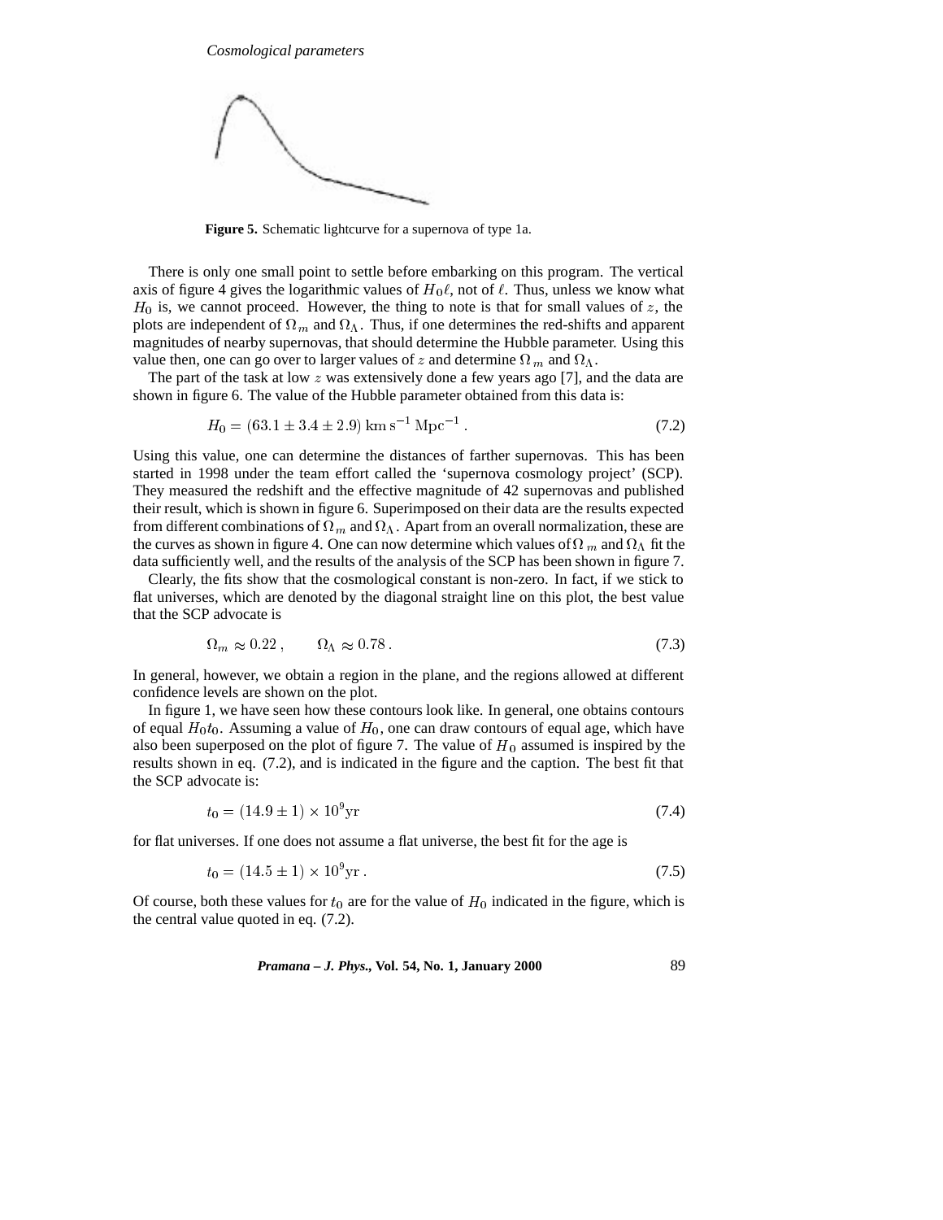Figure 5. Schematic lightcurve for a supernova of type 1a.

There is only one small point to settle before embarking on this program. The vertical axis of figure 4 gives the logarithmic values of $H_0\ell$, not of $\ell$. Thus, unless we know what $H_0$ is, we cannot proceed. However, the thing to note is that for small values of $z$, the plots are independent of $\Omega_m$ and $\Omega_\Lambda$. Thus, if one determines the red-shifts and apparent magnitudes of nearby supernovas, that should determine the Hubble parameter. Using this value then, one can go over to larger values of $z$ and determine $\Omega_m$ and $\Omega_\Lambda$.

The part of the task at low $z$ was extensively done a few years ago [7], and the data are shown in figure 6. The value of the Hubble parameter obtained from this data is:

$$H_0 = (63.1 \pm 3.4 \pm 2.9)\,\mathrm{km\,s^{-1}\,Mpc^{-1}}\,. \tag{7.2}$$

Using this value, one can determine the distances of farther supernovas. This has been started in 1998 under the team effort called the 'supernova cosmology project' (SCP). They measured the redshift and the effective magnitude of 42 supernovas and published their result, which is shown in figure 6. Superimposed on their data are the results expected from different combinations of $\Omega_m$ and $\Omega_\Lambda$. Apart from an overall normalization, these are the curves as shown in figure 4. One can now determine which values of $\Omega_m$ and $\Omega_\Lambda$ fit the data sufficiently well, and the results of the analysis of the SCP has been shown in figure 7.

Clearly, the fits show that the cosmological constant is non-zero. In fact, if we stick to flat universes, which are denoted by the diagonal straight line on this plot, the best value that the SCP advocate is

$$\Omega_m \approx 0.22\,, \qquad \Omega_\Lambda \approx 0.78\,. \tag{7.3}$$

In general, however, we obtain a region in the plane, and the regions allowed at different confidence levels are shown on the plot.

In figure 1, we have seen how these contours look like. In general, one obtains contours of equal $H_0 t_0$. Assuming a value of $H_0$, one can draw contours of equal age, which have also been superposed on the plot of figure 7. The value of $H_0$ assumed is inspired by the results shown in eq. (7.2), and is indicated in the figure and the caption. The best fit that the SCP advocate is:

$$t_0 = (14.9 \pm 1) \times 10^9\mathrm{yr} \tag{7.4}$$

for flat universes. If one does not assume a flat universe, the best fit for the age is

$$t_0 = (14.5 \pm 1) \times 10^9\mathrm{yr}\,. \tag{7.5}$$

Of course, both these values for $t_0$ are for the value of $H_0$ indicated in the figure, which is the central value quoted in eq. (7.2).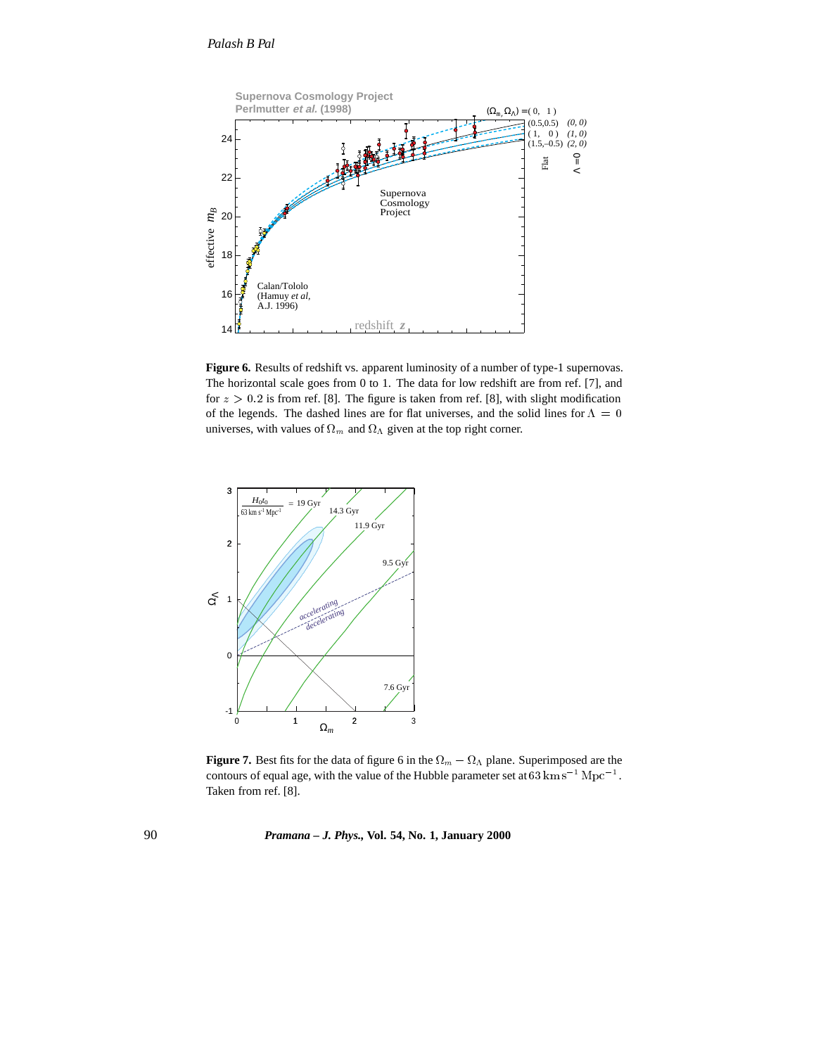Supernova Cosmology Project
Perlmutter *et al.* (1998)

$(\Omega_m, \Omega_\Lambda) = (0, 1)$
(0.5,0.5) *(0, 0)*
(1, 0) *(1, 0)*
(1.5,–0.5) *(2, 0)*

Flat

$\Lambda = 0$

effective $m_B$

24
22
20
18
16
14

Supernova Cosmology Project

Calan/Tololo (Hamuy *et al*, A.J. 1996)

redshift $z$

**Figure 6.** Results of redshift vs. apparent luminosity of a number of type-1 supernovas. The horizontal scale goes from 0 to 1. The data for low redshift are from ref. [7], and for $z > 0.2$ is from ref. [8]. The figure is taken from ref. [8], with slight modification of the legends. The dashed lines are for flat universes, and the solid lines for $\Lambda = 0$ universes, with values of $\Omega_m$ and $\Omega_\Lambda$ given at the top right corner.

$\frac{H_0 t_0}{63\ \mathrm{km\ s^{-1}\ Mpc^{-1}}}$ = 19 Gyr

14.3 Gyr

11.9 Gyr

9.5 Gyr

7.6 Gyr

accelerating

decelerating

$\Omega_\Lambda$

3
2
1
0
-1

0
1
2
3

$\Omega_m$

**Figure 7.** Best fits for the data of figure 6 in the $\Omega_m - \Omega_\Lambda$ plane. Superimposed are the contours of equal age, with the value of the Hubble parameter set at $63\ \mathrm{km\,s^{-1}\ Mpc^{-1}}$. Taken from ref. [8].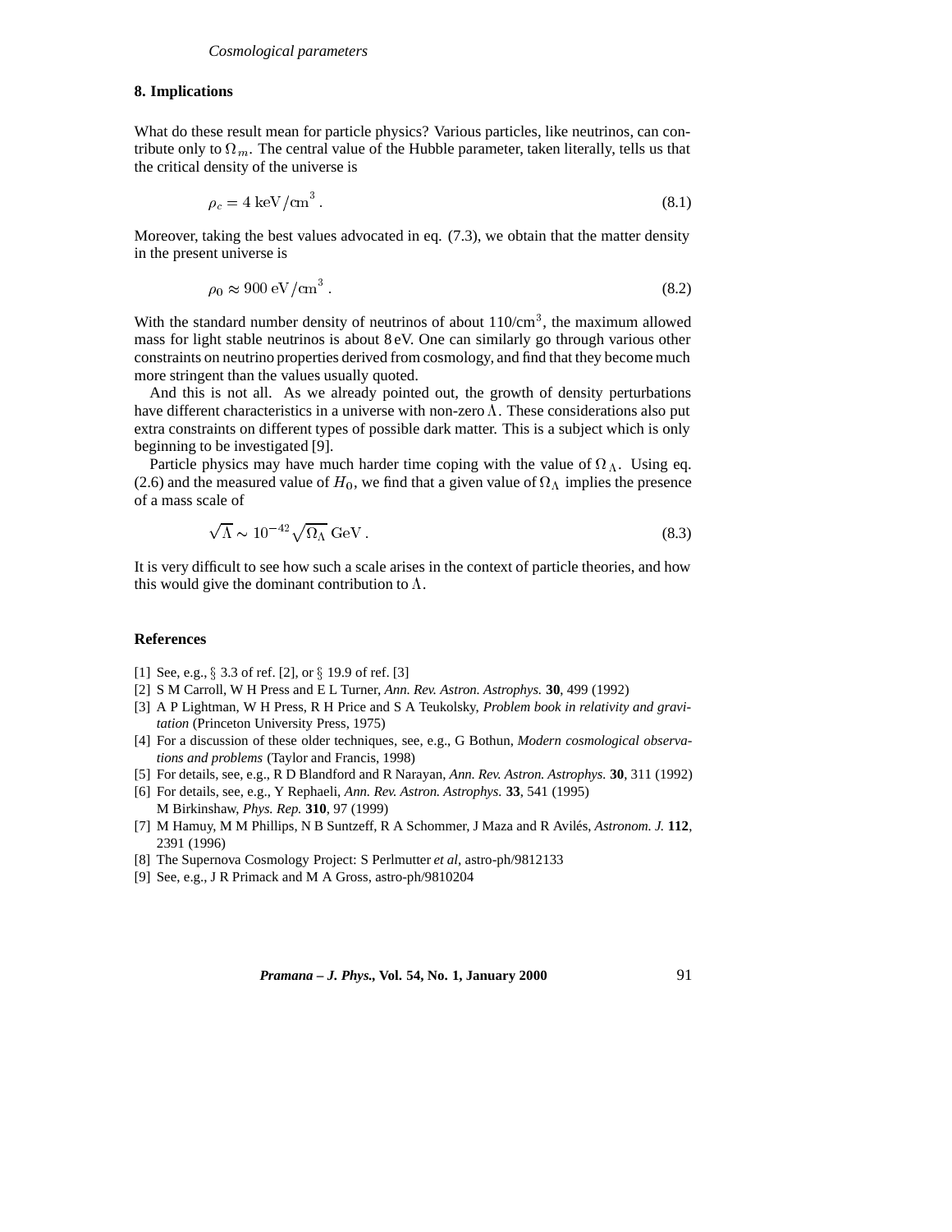## 8. Implications

What do these result mean for particle physics? Various particles, like neutrinos, can contribute only to $\Omega_m$. The central value of the Hubble parameter, taken literally, tells us that the critical density of the universe is

$$\rho_c = 4 \text{ keV}/\text{cm}^3 \,. \tag{8.1}$$

Moreover, taking the best values advocated in eq. (7.3), we obtain that the matter density in the present universe is

$$\rho_0 \approx 900 \text{ eV}/\text{cm}^3 \,. \tag{8.2}$$

With the standard number density of neutrinos of about 110/cm$^3$, the maximum allowed mass for light stable neutrinos is about 8 eV. One can similarly go through various other constraints on neutrino properties derived from cosmology, and find that they become much more stringent than the values usually quoted.

And this is not all. As we already pointed out, the growth of density perturbations have different characteristics in a universe with non-zero $\Lambda$. These considerations also put extra constraints on different types of possible dark matter. This is a subject which is only beginning to be investigated [9].

Particle physics may have much harder time coping with the value of $\Omega_\Lambda$. Using eq. (2.6) and the measured value of $H_0$, we find that a given value of $\Omega_\Lambda$ implies the presence of a mass scale of

$$\sqrt{\Lambda} \sim 10^{-42} \sqrt{\Omega_\Lambda} \text{ GeV} \,. \tag{8.3}$$

It is very difficult to see how such a scale arises in the context of particle theories, and how this would give the dominant contribution to $\Lambda$.

## References

[1] See, e.g., § 3.3 of ref. [2], or § 19.9 of ref. [3]

[2] S M Carroll, W H Press and E L Turner, *Ann. Rev. Astron. Astrophys.* **30**, 499 (1992)

[3] A P Lightman, W H Press, R H Price and S A Teukolsky, *Problem book in relativity and gravitation* (Princeton University Press, 1975)

[4] For a discussion of these older techniques, see, e.g., G Bothun, *Modern cosmological observations and problems* (Taylor and Francis, 1998)

[5] For details, see, e.g., R D Blandford and R Narayan, *Ann. Rev. Astron. Astrophys.* **30**, 311 (1992)

[6] For details, see, e.g., Y Rephaeli, *Ann. Rev. Astron. Astrophys.* **33**, 541 (1995)
M Birkinshaw, *Phys. Rep.* **310**, 97 (1999)

[7] M Hamuy, M M Phillips, N B Suntzeff, R A Schommer, J Maza and R Avilés, *Astronom. J.* **112**, 2391 (1996)

[8] The Supernova Cosmology Project: S Perlmutter *et al*, astro-ph/9812133

[9] See, e.g., J R Primack and M A Gross, astro-ph/9810204